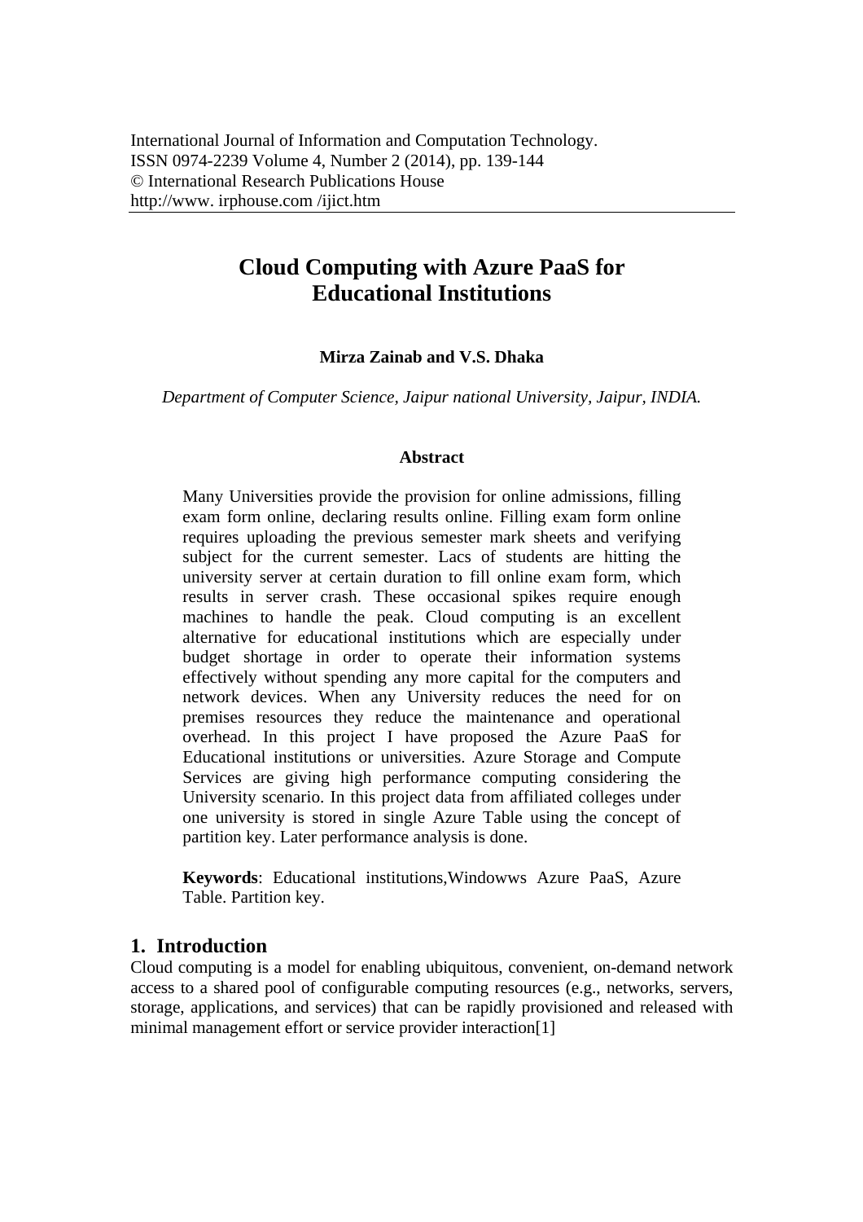# Cloud Computing with Azure PaaS for Educational Institutions

**Mirza Zainab and V.S. Dhaka**

*Department of Computer Science, Jaipur national University, Jaipur, INDIA.*

## Abstract

Many Universities provide the provision for online admissions, filling exam form online, declaring results online. Filling exam form online requires uploading the previous semester mark sheets and verifying subject for the current semester. Lacs of students are hitting the university server at certain duration to fill online exam form, which results in server crash. These occasional spikes require enough machines to handle the peak. Cloud computing is an excellent alternative for educational institutions which are especially under budget shortage in order to operate their information systems effectively without spending any more capital for the computers and network devices. When any University reduces the need for on premises resources they reduce the maintenance and operational overhead. In this project I have proposed the Azure PaaS for Educational institutions or universities. Azure Storage and Compute Services are giving high performance computing considering the University scenario. In this project data from affiliated colleges under one university is stored in single Azure Table using the concept of partition key. Later performance analysis is done.

**Keywords**: Educational institutions,Windowws Azure PaaS, Azure Table. Partition key.

## 1. Introduction

Cloud computing is a model for enabling ubiquitous, convenient, on-demand network access to a shared pool of configurable computing resources (e.g., networks, servers, storage, applications, and services) that can be rapidly provisioned and released with minimal management effort or service provider interaction[1]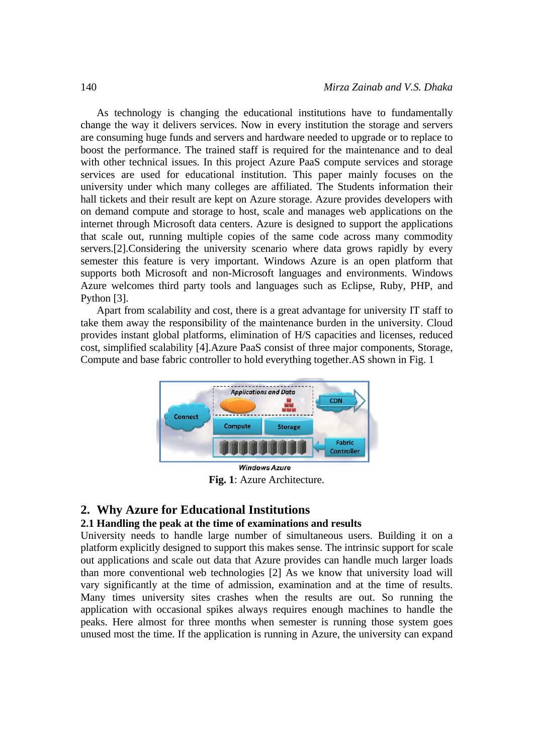As technology is changing the educational institutions have to fundamentally change the way it delivers services. Now in every institution the storage and servers are consuming huge funds and servers and hardware needed to upgrade or to replace to boost the performance. The trained staff is required for the maintenance and to deal with other technical issues. In this project Azure PaaS compute services and storage services are used for educational institution. This paper mainly focuses on the university under which many colleges are affiliated. The Students information their hall tickets and their result are kept on Azure storage. Azure provides developers with on demand compute and storage to host, scale and manages web applications on the internet through Microsoft data centers. Azure is designed to support the applications that scale out, running multiple copies of the same code across many commodity servers.[2].Considering the university scenario where data grows rapidly by every semester this feature is very important. Windows Azure is an open platform that supports both Microsoft and non-Microsoft languages and environments. Windows Azure welcomes third party tools and languages such as Eclipse, Ruby, PHP, and Python [3].

Apart from scalability and cost, there is a great advantage for university IT staff to take them away the responsibility of the maintenance burden in the university. Cloud provides instant global platforms, elimination of H/S capacities and licenses, reduced cost, simplified scalability [4].Azure PaaS consist of three major components, Storage, Compute and base fabric controller to hold everything together.AS shown in Fig. 1

**Fig. 1**: Azure Architecture.

## 2. Why Azure for Educational Institutions

### 2.1 Handling the peak at the time of examinations and results

University needs to handle large number of simultaneous users. Building it on a platform explicitly designed to support this makes sense. The intrinsic support for scale out applications and scale out data that Azure provides can handle much larger loads than more conventional web technologies [2] As we know that university load will vary significantly at the time of admission, examination and at the time of results. Many times university sites crashes when the results are out. So running the application with occasional spikes always requires enough machines to handle the peaks. Here almost for three months when semester is running those system goes unused most the time. If the application is running in Azure, the university can expand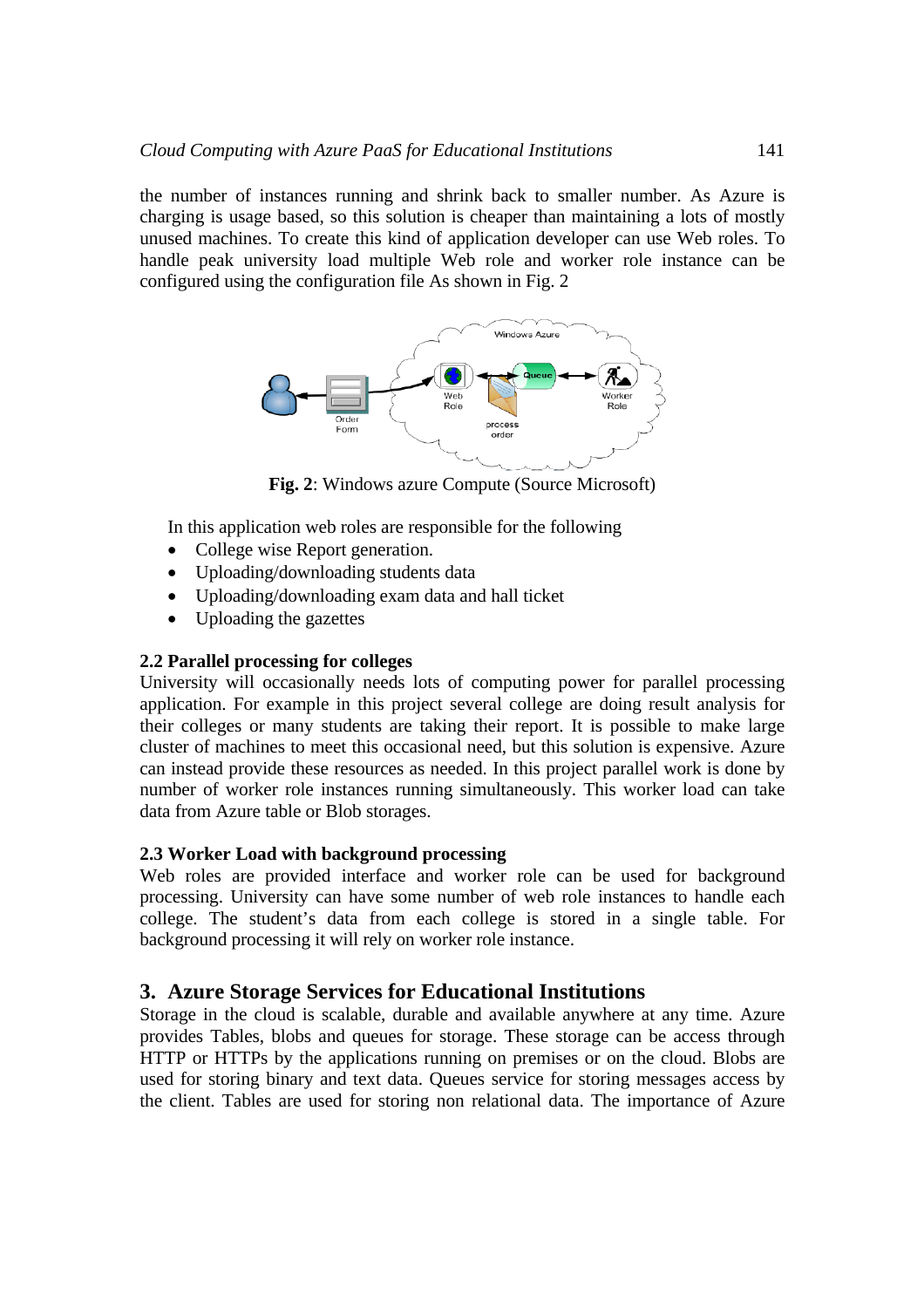the number of instances running and shrink back to smaller number. As Azure is charging is usage based, so this solution is cheaper than maintaining a lots of mostly unused machines. To create this kind of application developer can use Web roles. To handle peak university load multiple Web role and worker role instance can be configured using the configuration file As shown in Fig. 2

**Fig. 2**: Windows azure Compute (Source Microsoft)

In this application web roles are responsible for the following

- College wise Report generation.
- Uploading/downloading students data
- Uploading/downloading exam data and hall ticket
- Uploading the gazettes

### 2.2 Parallel processing for colleges

University will occasionally needs lots of computing power for parallel processing application. For example in this project several college are doing result analysis for their colleges or many students are taking their report. It is possible to make large cluster of machines to meet this occasional need, but this solution is expensive. Azure can instead provide these resources as needed. In this project parallel work is done by number of worker role instances running simultaneously. This worker load can take data from Azure table or Blob storages.

### 2.3 Worker Load with background processing

Web roles are provided interface and worker role can be used for background processing. University can have some number of web role instances to handle each college. The student's data from each college is stored in a single table. For background processing it will rely on worker role instance.

## 3. Azure Storage Services for Educational Institutions

Storage in the cloud is scalable, durable and available anywhere at any time. Azure provides Tables, blobs and queues for storage. These storage can be access through HTTP or HTTPs by the applications running on premises or on the cloud. Blobs are used for storing binary and text data. Queues service for storing messages access by the client. Tables are used for storing non relational data. The importance of Azure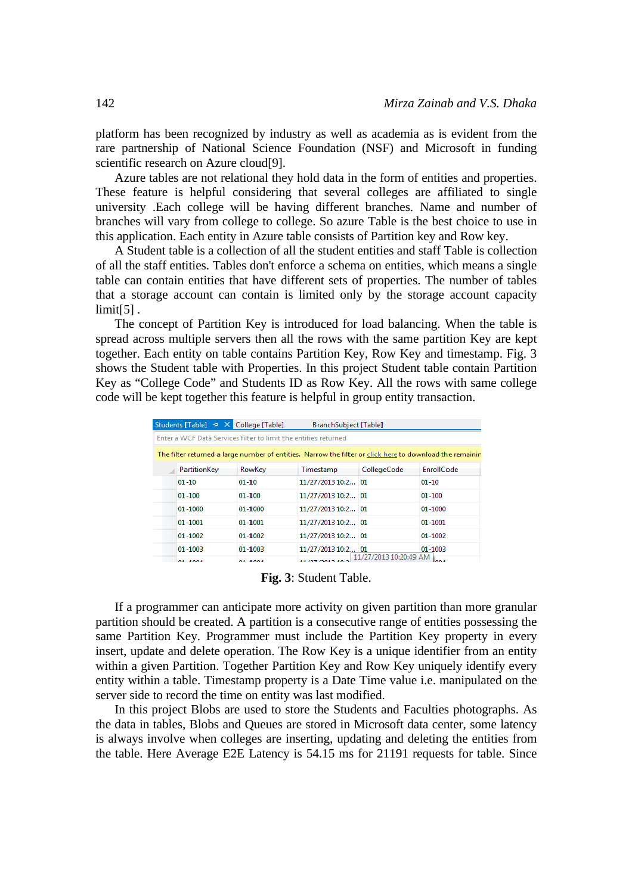platform has been recognized by industry as well as academia as is evident from the rare partnership of National Science Foundation (NSF) and Microsoft in funding scientific research on Azure cloud[9].

Azure tables are not relational they hold data in the form of entities and properties. These feature is helpful considering that several colleges are affiliated to single university .Each college will be having different branches. Name and number of branches will vary from college to college. So azure Table is the best choice to use in this application. Each entity in Azure table consists of Partition key and Row key.

A Student table is a collection of all the student entities and staff Table is collection of all the staff entities. Tables don't enforce a schema on entities, which means a single table can contain entities that have different sets of properties. The number of tables that a storage account can contain is limited only by the storage account capacity limit[5] .

The concept of Partition Key is introduced for load balancing. When the table is spread across multiple servers then all the rows with the same partition Key are kept together. Each entity on table contains Partition Key, Row Key and timestamp. Fig. 3 shows the Student table with Properties. In this project Student table contain Partition Key as “College Code” and Students ID as Row Key. All the rows with same college code will be kept together this feature is helpful in group entity transaction.

| PartitionKey | RowKey | Timestamp | CollegeCode | EnrollCode |
|---|---|---|---|---|
| 01-10 | 01-10 | 11/27/2013 10:2... | 01 | 01-10 |
| 01-100 | 01-100 | 11/27/2013 10:2... | 01 | 01-100 |
| 01-1000 | 01-1000 | 11/27/2013 10:2... | 01 | 01-1000 |
| 01-1001 | 01-1001 | 11/27/2013 10:2... | 01 | 01-1001 |
| 01-1002 | 01-1002 | 11/27/2013 10:2... | 01 | 01-1002 |
| 01-1003 | 01-1003 | 11/27/2013 10:2... | 01 | 01-1003 |

**Fig. 3**: Student Table.

If a programmer can anticipate more activity on given partition than more granular partition should be created. A partition is a consecutive range of entities possessing the same Partition Key. Programmer must include the Partition Key property in every insert, update and delete operation. The Row Key is a unique identifier from an entity within a given Partition. Together Partition Key and Row Key uniquely identify every entity within a table. Timestamp property is a Date Time value i.e. manipulated on the server side to record the time on entity was last modified.

In this project Blobs are used to store the Students and Faculties photographs. As the data in tables, Blobs and Queues are stored in Microsoft data center, some latency is always involve when colleges are inserting, updating and deleting the entities from the table. Here Average E2E Latency is 54.15 ms for 21191 requests for table. Since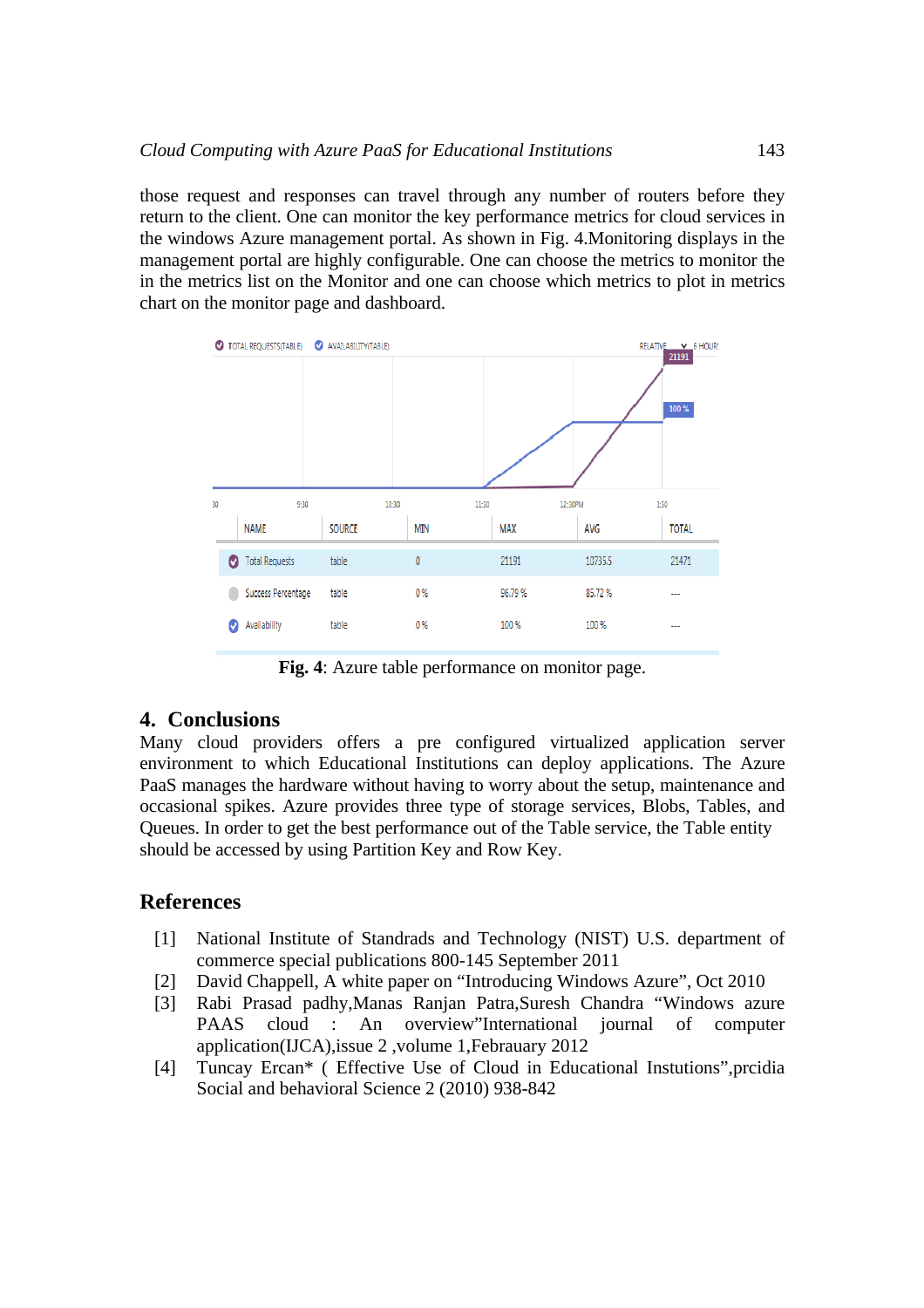those request and responses can travel through any number of routers before they return to the client. One can monitor the key performance metrics for cloud services in the windows Azure management portal. As shown in Fig. 4.Monitoring displays in the management portal are highly configurable. One can choose the metrics to monitor the in the metrics list on the Monitor and one can choose which metrics to plot in metrics chart on the monitor page and dashboard.

| NAME | SOURCE | MIN | MAX | AVG | TOTAL |
|---|---|---|---|---|---|
| Total Requests | table | 0 | 21191 | 10735.5 | 21471 |
| Success Percentage | table | 0 % | 96.79 % | 85.72 % | --- |
| Availability | table | 0 % | 100 % | 100 % | --- |

**Fig. 4**: Azure table performance on monitor page.

## 4. Conclusions

Many cloud providers offers a pre configured virtualized application server environment to which Educational Institutions can deploy applications. The Azure PaaS manages the hardware without having to worry about the setup, maintenance and occasional spikes. Azure provides three type of storage services, Blobs, Tables, and Queues. In order to get the best performance out of the Table service, the Table entity should be accessed by using Partition Key and Row Key.

## References

[1] National Institute of Standrads and Technology (NIST) U.S. department of commerce special publications 800-145 September 2011

[2] David Chappell, A white paper on "Introducing Windows Azure", Oct 2010

[3] Rabi Prasad padhy,Manas Ranjan Patra,Suresh Chandra "Windows azure PAAS cloud : An overview"International journal of computer application(IJCA),issue 2 ,volume 1,Febrauary 2012

[4] Tuncay Ercan* ( Effective Use of Cloud in Educational Instutions",prcidia Social and behavioral Science 2 (2010) 938-842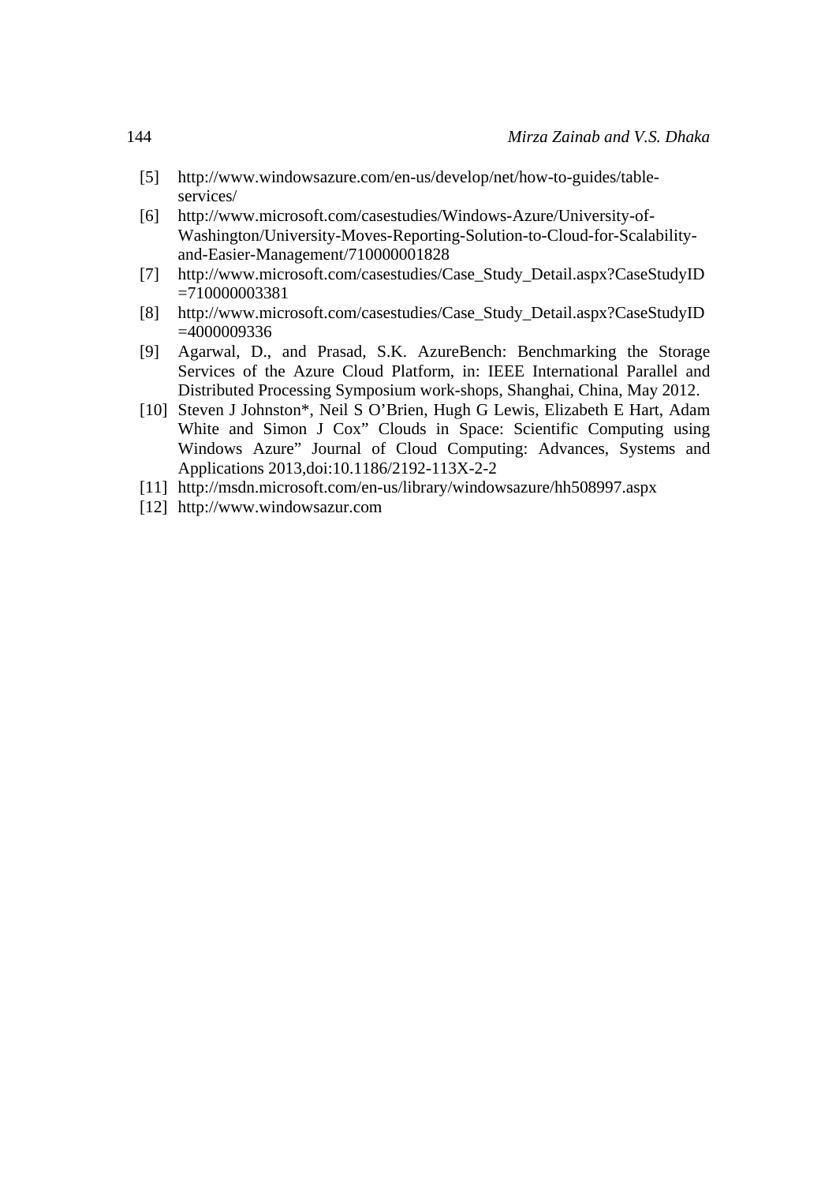[5] http://www.windowsazure.com/en-us/develop/net/how-to-guides/table-services/

[6] http://www.microsoft.com/casestudies/Windows-Azure/University-of-Washington/University-Moves-Reporting-Solution-to-Cloud-for-Scalability-and-Easier-Management/710000001828

[7] http://www.microsoft.com/casestudies/Case_Study_Detail.aspx?CaseStudyID=710000003381

[8] http://www.microsoft.com/casestudies/Case_Study_Detail.aspx?CaseStudyID=4000009336

[9] Agarwal, D., and Prasad, S.K. AzureBench: Benchmarking the Storage Services of the Azure Cloud Platform, in: IEEE International Parallel and Distributed Processing Symposium work-shops, Shanghai, China, May 2012.

[10] Steven J Johnston*, Neil S O'Brien, Hugh G Lewis, Elizabeth E Hart, Adam White and Simon J Cox" Clouds in Space: Scientific Computing using Windows Azure" Journal of Cloud Computing: Advances, Systems and Applications 2013,doi:10.1186/2192-113X-2-2

[11] http://msdn.microsoft.com/en-us/library/windowsazure/hh508997.aspx

[12] http://www.windowsazur.com